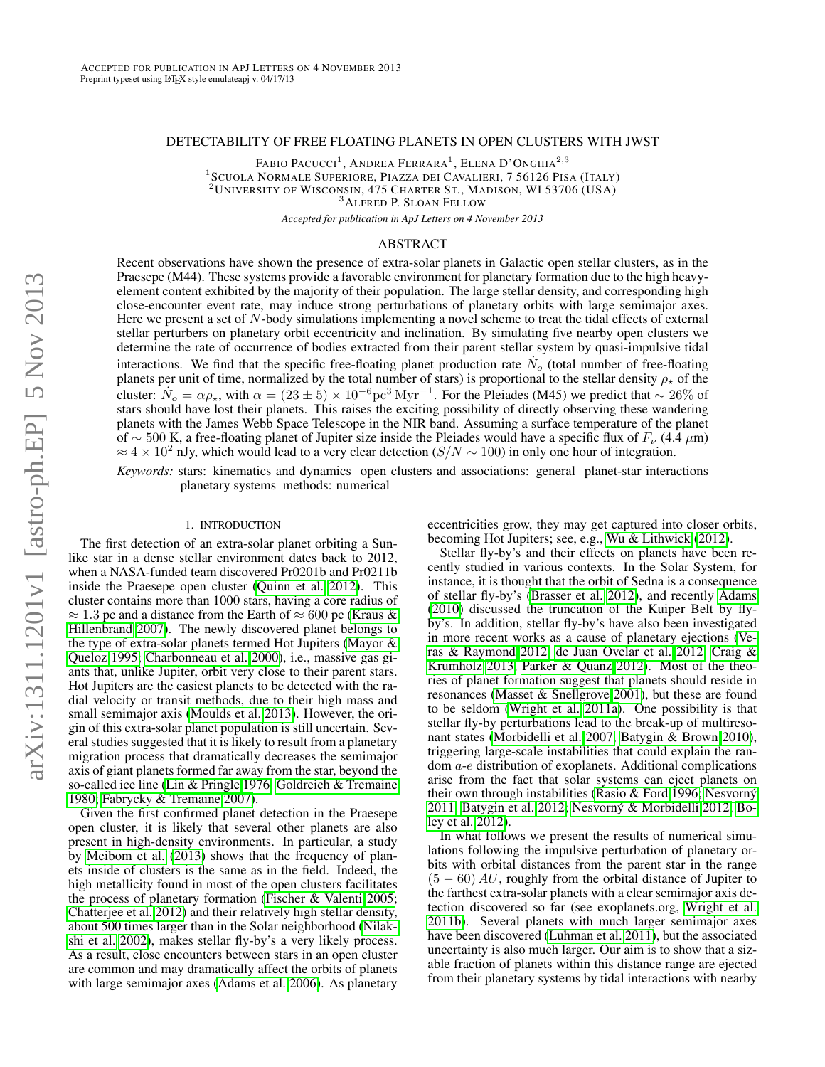Accepted for publication in ApJ Letters on 4 November 2013
Preprint typeset using LaTeX style emulateapj v. 04/17/13

# DETECTABILITY OF FREE FLOATING PLANETS IN OPEN CLUSTERS WITH JWST

Fabio Pacucci[1], Andrea Ferrara[1], Elena D'Onghia[2,3]

[1] Scuola Normale Superiore, Piazza dei Cavalieri, 7 56126 Pisa (Italy)
[2] University of Wisconsin, 475 Charter St., Madison, WI 53706 (USA)
[3] Alfred P. Sloan Fellow

*Accepted for publication in ApJ Letters on 4 November 2013*

## ABSTRACT

Recent observations have shown the presence of extra-solar planets in Galactic open stellar clusters, as in the Praesepe (M44). These systems provide a favorable environment for planetary formation due to the high heavy-element content exhibited by the majority of their population. The large stellar density, and corresponding high close-encounter event rate, may induce strong perturbations of planetary orbits with large semimajor axes. Here we present a set of $N$-body simulations implementing a novel scheme to treat the tidal effects of external stellar perturbers on planetary orbit eccentricity and inclination. By simulating five nearby open clusters we determine the rate of occurrence of bodies extracted from their parent stellar system by quasi-impulsive tidal interactions. We find that the specific free-floating planet production rate $\dot{N}_o$ (total number of free-floating planets per unit of time, normalized by the total number of stars) is proportional to the stellar density $\rho_\star$ of the cluster: $\dot{N}_o = \alpha \rho_\star$, with $\alpha = (23 \pm 5) \times 10^{-6} \mathrm{pc}^3 \, \mathrm{Myr}^{-1}$. For the Pleiades (M45) we predict that $\sim 26\%$ of stars should have lost their planets. This raises the exciting possibility of directly observing these wandering planets with the James Webb Space Telescope in the NIR band. Assuming a surface temperature of the planet of $\sim 500$ K, a free-floating planet of Jupiter size inside the Pleiades would have a specific flux of $F_\nu$ (4.4 $\mu$m) $\approx 4 \times 10^2$ nJy, which would lead to a very clear detection ($S/N \sim 100$) in only one hour of integration.

*Keywords:* stars: kinematics and dynamics open clusters and associations: general planet-star interactions planetary systems methods: numerical

## 1. INTRODUCTION

The first detection of an extra-solar planet orbiting a Sun-like star in a dense stellar environment dates back to 2012, when a NASA-funded team discovered Pr0201b and Pr0211b inside the Praesepe open cluster (Quinn et al. 2012). This cluster contains more than 1000 stars, having a core radius of $\approx 1.3$ pc and a distance from the Earth of $\approx 600$ pc (Kraus & Hillenbrand 2007). The newly discovered planet belongs to the type of extra-solar planets termed Hot Jupiters (Mayor & Queloz 1995; Charbonneau et al. 2000), i.e., massive gas giants that, unlike Jupiter, orbit very close to their parent stars. Hot Jupiters are the easiest planets to be detected with the radial velocity or transit methods, due to their high mass and small semimajor axis (Moulds et al. 2013). However, the origin of this extra-solar planet population is still uncertain. Several studies suggested that it is likely to result from a planetary migration process that dramatically decreases the semimajor axis of giant planets formed far away from the star, beyond the so-called ice line (Lin & Pringle 1976; Goldreich & Tremaine 1980; Fabrycky & Tremaine 2007).

Given the first confirmed planet detection in the Praesepe open cluster, it is likely that several other planets are also present in high-density environments. In particular, a study by Meibom et al. (2013) shows that the frequency of planets inside of clusters is the same as in the field. Indeed, the high metallicity found in most of the open clusters facilitates the process of planetary formation (Fischer & Valenti 2005; Chatterjee et al. 2012) and their relatively high stellar density, about 500 times larger than in the Solar neighborhood (Nilakshi et al. 2002), makes stellar fly-by's a very likely process. As a result, close encounters between stars in an open cluster are common and may dramatically affect the orbits of planets with large semimajor axes (Adams et al. 2006). As planetary eccentricities grow, they may get captured into closer orbits, becoming Hot Jupiters; see, e.g., Wu & Lithwick (2012).

Stellar fly-by's and their effects on planets have been recently studied in various contexts. In the Solar System, for instance, it is thought that the orbit of Sedna is a consequence of stellar fly-by's (Brasser et al. 2012), and recently Adams (2010) discussed the truncation of the Kuiper Belt by fly-by's. In addition, stellar fly-by's have also been investigated in more recent works as a cause of planetary ejections (Veras & Raymond 2012; de Juan Ovelar et al. 2012; Craig & Krumholz 2013; Parker & Quanz 2012). Most of the theories of planet formation suggest that planets should reside in resonances (Masset & Snellgrove 2001), but these are found to be seldom (Wright et al. 2011a). One possibility is that stellar fly-by perturbations lead to the break-up of multiresonant states (Morbidelli et al. 2007; Batygin & Brown 2010), triggering large-scale instabilities that could explain the random $a$-$e$ distribution of exoplanets. Additional complications arise from the fact that solar systems can eject planets on their own through instabilities (Rasio & Ford 1996; Nesvorný 2011; Batygin et al. 2012; Nesvorný & Morbidelli 2012; Boley et al. 2012).

In what follows we present the results of numerical simulations following the impulsive perturbation of planetary orbits with orbital distances from the parent star in the range $(5 - 60)\,AU$, roughly from the orbital distance of Jupiter to the farthest extra-solar planets with a clear semimajor axis detection discovered so far (see exoplanets.org, Wright et al. 2011b). Several planets with much larger semimajor axes have been discovered (Luhman et al. 2011), but the associated uncertainty is also much larger. Our aim is to show that a sizable fraction of planets within this distance range are ejected from their planetary systems by tidal interactions with nearby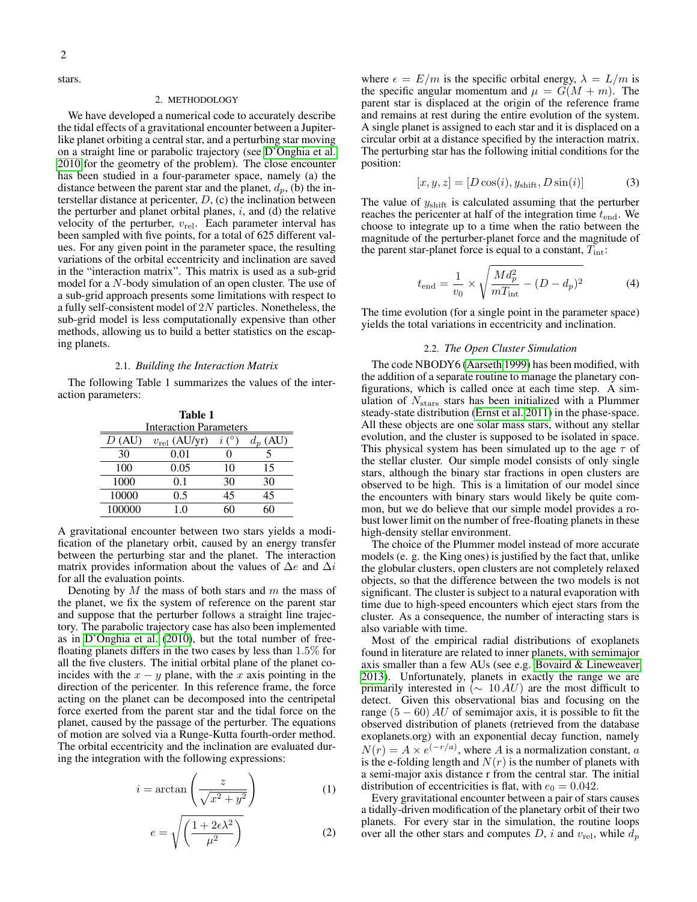stars.

## 2. METHODOLOGY

We have developed a numerical code to accurately describe the tidal effects of a gravitational encounter between a Jupiter-like planet orbiting a central star, and a perturbing star moving on a straight line or parabolic trajectory (see D'Onghia et al. 2010 for the geometry of the problem). The close encounter has been studied in a four-parameter space, namely (a) the distance between the parent star and the planet, $d_p$, (b) the interstellar distance at pericenter, $D$, (c) the inclination between the perturber and planet orbital planes, $i$, and (d) the relative velocity of the perturber, $v_{\rm rel}$. Each parameter interval has been sampled with five points, for a total of 625 different values. For any given point in the parameter space, the resulting variations of the orbital eccentricity and inclination are saved in the "interaction matrix". This matrix is used as a sub-grid model for a $N$-body simulation of an open cluster. The use of a sub-grid approach presents some limitations with respect to a fully self-consistent model of $2N$ particles. Nonetheless, the sub-grid model is less computationally expensive than other methods, allowing us to build a better statistics on the escaping planets.

### 2.1. *Building the Interaction Matrix*

The following Table 1 summarizes the values of the interaction parameters:

**Table 1**
Interaction Parameters

| $D$ (AU) | $v_{\rm rel}$ (AU/yr) | $i$ (°) | $d_p$ (AU) |
|---|---|---|---|
| 30 | 0.01 | 0 | 5 |
| 100 | 0.05 | 10 | 15 |
| 1000 | 0.1 | 30 | 30 |
| 10000 | 0.5 | 45 | 45 |
| 100000 | 1.0 | 60 | 60 |

A gravitational encounter between two stars yields a modification of the planetary orbit, caused by an energy transfer between the perturbing star and the planet. The interaction matrix provides information about the values of $\Delta e$ and $\Delta i$ for all the evaluation points.

Denoting by $M$ the mass of both stars and $m$ the mass of the planet, we fix the system of reference on the parent star and suppose that the perturber follows a straight line trajectory. The parabolic trajectory case has also been implemented as in D'Onghia et al. (2010), but the total number of free-floating planets differs in the two cases by less than $1.5\%$ for all the five clusters. The initial orbital plane of the planet coincides with the $x-y$ plane, with the $x$ axis pointing in the direction of the pericenter. In this reference frame, the force acting on the planet can be decomposed into the centripetal force exerted from the parent star and the tidal force on the planet, caused by the passage of the perturber. The equations of motion are solved via a Runge-Kutta fourth-order method. The orbital eccentricity and the inclination are evaluated during the integration with the following expressions:

$$i = \arctan\left(\frac{z}{\sqrt{x^2+y^2}}\right) \tag{1}$$

$$e = \sqrt{\left(\frac{1+2\epsilon\lambda^2}{\mu^2}\right)} \tag{2}$$

where $\epsilon = E/m$ is the specific orbital energy, $\lambda = L/m$ is the specific angular momentum and $\mu = G(M+m)$. The parent star is displaced at the origin of the reference frame and remains at rest during the entire evolution of the system. A single planet is assigned to each star and it is displaced on a circular orbit at a distance specified by the interaction matrix. The perturbing star has the following initial conditions for the position:

$$[x, y, z] = [D\cos(i), y_{\rm shift}, D\sin(i)] \tag{3}$$

The value of $y_{\rm shift}$ is calculated assuming that the perturber reaches the pericenter at half of the integration time $t_{\rm end}$. We choose to integrate up to a time when the ratio between the magnitude of the perturber-planet force and the magnitude of the parent star-planet force is equal to a constant, $T_{\rm int}$:

$$t_{\rm end} = \frac{1}{v_0} \times \sqrt{\frac{Md_p^2}{mT_{\rm int}} - (D-d_p)^2} \tag{4}$$

The time evolution (for a single point in the parameter space) yields the total variations in eccentricity and inclination.

### 2.2. *The Open Cluster Simulation*

The code NBODY6 (Aarseth 1999) has been modified, with the addition of a separate routine to manage the planetary configurations, which is called once at each time step. A simulation of $N_{\rm stars}$ stars has been initialized with a Plummer steady-state distribution (Ernst et al. 2011) in the phase-space. All these objects are one solar mass stars, without any stellar evolution, and the cluster is supposed to be isolated in space. This physical system has been simulated up to the age $\tau$ of the stellar cluster. Our simple model consists of only single stars, although the binary star fractions in open clusters are observed to be high. This is a limitation of our model since the encounters with binary stars would likely be quite common, but we do believe that our simple model provides a robust lower limit on the number of free-floating planets in these high-density stellar environment.

The choice of the Plummer model instead of more accurate models (e. g. the King ones) is justified by the fact that, unlike the globular clusters, open clusters are not completely relaxed objects, so that the difference between the two models is not significant. The cluster is subject to a natural evaporation with time due to high-speed encounters which eject stars from the cluster. As a consequence, the number of interacting stars is also variable with time.

Most of the empirical radial distributions of exoplanets found in literature are related to inner planets, with semimajor axis smaller than a few AUs (see e.g. Bovaird & Lineweaver 2013). Unfortunately, planets in exactly the range we are primarily interested in ($\sim 10\,AU$) are the most difficult to detect. Given this observational bias and focusing on the range $(5-60)\,AU$ of semimajor axis, it is possible to fit the observed distribution of planets (retrieved from the database exoplanets.org) with an exponential decay function, namely $N(r) = A \times e^{(-r/a)}$, where $A$ is a normalization constant, $a$ is the e-folding length and $N(r)$ is the number of planets with a semi-major axis distance r from the central star. The initial distribution of eccentricities is flat, with $e_0 = 0.042$.

Every gravitational encounter between a pair of stars causes a tidally-driven modification of the planetary orbit of their two planets. For every star in the simulation, the routine loops over all the other stars and computes $D$, $i$ and $v_{\rm rel}$, while $d_p$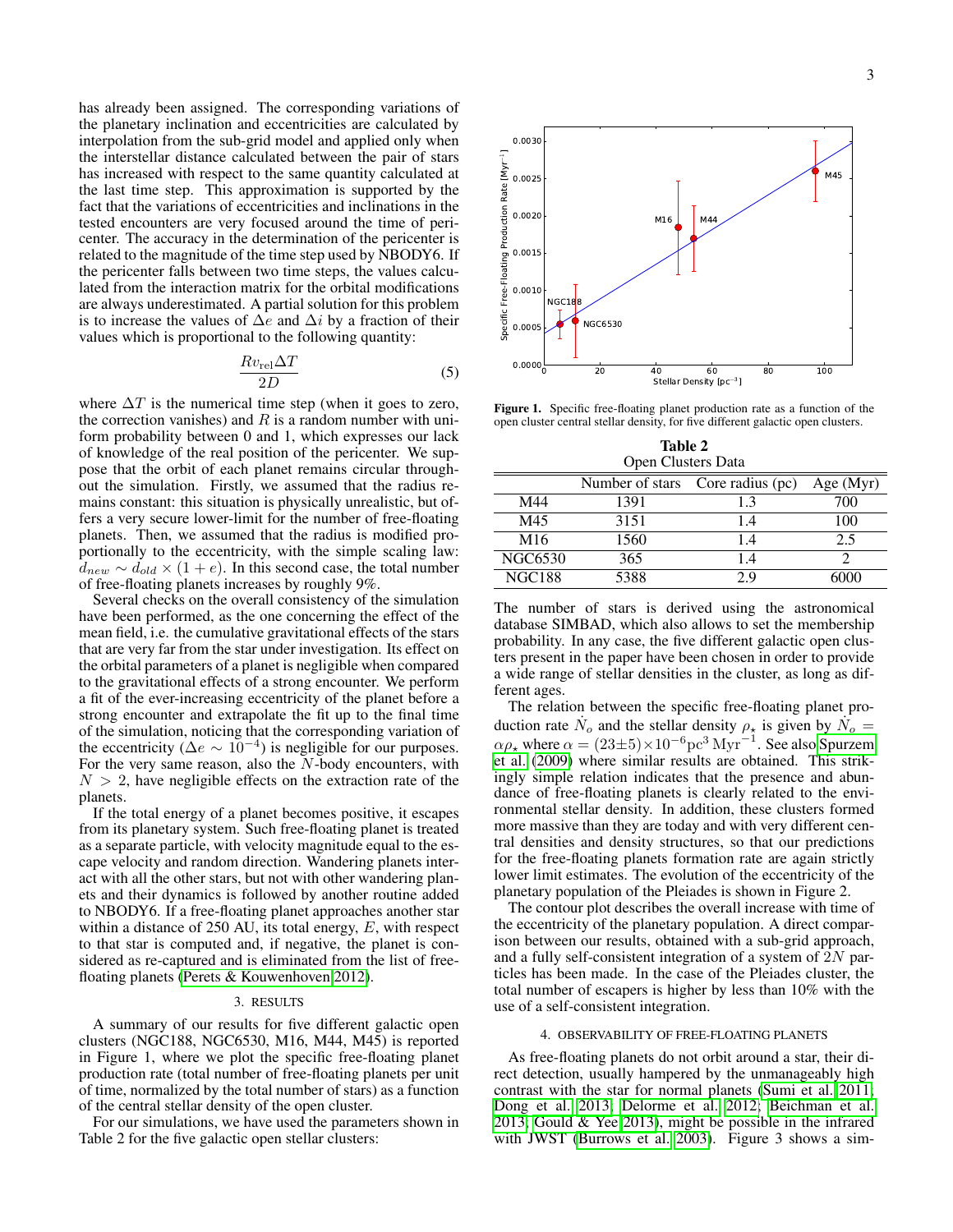has already been assigned. The corresponding variations of the planetary inclination and eccentricities are calculated by interpolation from the sub-grid model and applied only when the interstellar distance calculated between the pair of stars has increased with respect to the same quantity calculated at the last time step. This approximation is supported by the fact that the variations of eccentricities and inclinations in the tested encounters are very focused around the time of pericenter. The accuracy in the determination of the pericenter is related to the magnitude of the time step used by NBODY6. If the pericenter falls between two time steps, the values calculated from the interaction matrix for the orbital modifications are always underestimated. A partial solution for this problem is to increase the values of $\Delta e$ and $\Delta i$ by a fraction of their values which is proportional to the following quantity:

$$\frac{R v_{\rm rel} \Delta T}{2D} \tag{5}$$

where $\Delta T$ is the numerical time step (when it goes to zero, the correction vanishes) and $R$ is a random number with uniform probability between 0 and 1, which expresses our lack of knowledge of the real position of the pericenter. We suppose that the orbit of each planet remains circular throughout the simulation. Firstly, we assumed that the radius remains constant: this situation is physically unrealistic, but offers a very secure lower-limit for the number of free-floating planets. Then, we assumed that the radius is modified proportionally to the eccentricity, with the simple scaling law: $d_{new} \sim d_{old} \times (1+e)$. In this second case, the total number of free-floating planets increases by roughly 9%.

Several checks on the overall consistency of the simulation have been performed, as the one concerning the effect of the mean field, i.e. the cumulative gravitational effects of the stars that are very far from the star under investigation. Its effect on the orbital parameters of a planet is negligible when compared to the gravitational effects of a strong encounter. We perform a fit of the ever-increasing eccentricity of the planet before a strong encounter and extrapolate the fit up to the final time of the simulation, noticing that the corresponding variation of the eccentricity ($\Delta e \sim 10^{-4}$) is negligible for our purposes. For the very same reason, also the $N$-body encounters, with $N > 2$, have negligible effects on the extraction rate of the planets.

If the total energy of a planet becomes positive, it escapes from its planetary system. Such free-floating planet is treated as a separate particle, with velocity magnitude equal to the escape velocity and random direction. Wandering planets interact with all the other stars, but not with other wandering planets and their dynamics is followed by another routine added to NBODY6. If a free-floating planet approaches another star within a distance of 250 AU, its total energy, $E$, with respect to that star is computed and, if negative, the planet is considered as re-captured and is eliminated from the list of free-floating planets (Perets & Kouwenhoven 2012).

## 3. RESULTS

A summary of our results for five different galactic open clusters (NGC188, NGC6530, M16, M44, M45) is reported in Figure 1, where we plot the specific free-floating planet production rate (total number of free-floating planets per unit of time, normalized by the total number of stars) as a function of the central stellar density of the open cluster.

For our simulations, we have used the parameters shown in Table 2 for the five galactic open stellar clusters:

Specific Free-Floating Production Rate [Myr$^{-1}$]
Stellar Density [pc$^{-3}$]
NGC188
NGC6530
M16
M44
M45

**Figure 1.** Specific free-floating planet production rate as a function of the open cluster central stellar density, for five different galactic open clusters.

**Table 2**
Open Clusters Data

| | Number of stars | Core radius (pc) | Age (Myr) |
|---|---|---|---|
| M44 | 1391 | 1.3 | 700 |
| M45 | 3151 | 1.4 | 100 |
| M16 | 1560 | 1.4 | 2.5 |
| NGC6530 | 365 | 1.4 | 2 |
| NGC188 | 5388 | 2.9 | 6000 |

The number of stars is derived using the astronomical database SIMBAD, which also allows to set the membership probability. In any case, the five different galactic open clusters present in the paper have been chosen in order to provide a wide range of stellar densities in the cluster, as long as different ages.

The relation between the specific free-floating planet production rate $\dot{N}_o$ and the stellar density $\rho_\star$ is given by $\dot{N}_o = \alpha \rho_\star$ where $\alpha = (23 \pm 5) \times 10^{-6} \mathrm{pc}^3 \, \mathrm{Myr}^{-1}$. See also Spurzem et al. (2009) where similar results are obtained. This strikingly simple relation indicates that the presence and abundance of free-floating planets is clearly related to the environmental stellar density. In addition, these clusters formed more massive than they are today and with very different central densities and density structures, so that our predictions for the free-floating planets formation rate are again strictly lower limit estimates. The evolution of the eccentricity of the planetary population of the Pleiades is shown in Figure 2.

The contour plot describes the overall increase with time of the eccentricity of the planetary population. A direct comparison between our results, obtained with a sub-grid approach, and a fully self-consistent integration of a system of $2N$ particles has been made. In the case of the Pleiades cluster, the total number of escapers is higher by less than 10% with the use of a self-consistent integration.

## 4. OBSERVABILITY OF FREE-FLOATING PLANETS

As free-floating planets do not orbit around a star, their direct detection, usually hampered by the unmanageably high contrast with the star for normal planets (Sumi et al. 2011; Dong et al. 2013; Delorme et al. 2012; Beichman et al. 2013; Gould & Yee 2013), might be possible in the infrared with JWST (Burrows et al. 2003). Figure 3 shows a sim-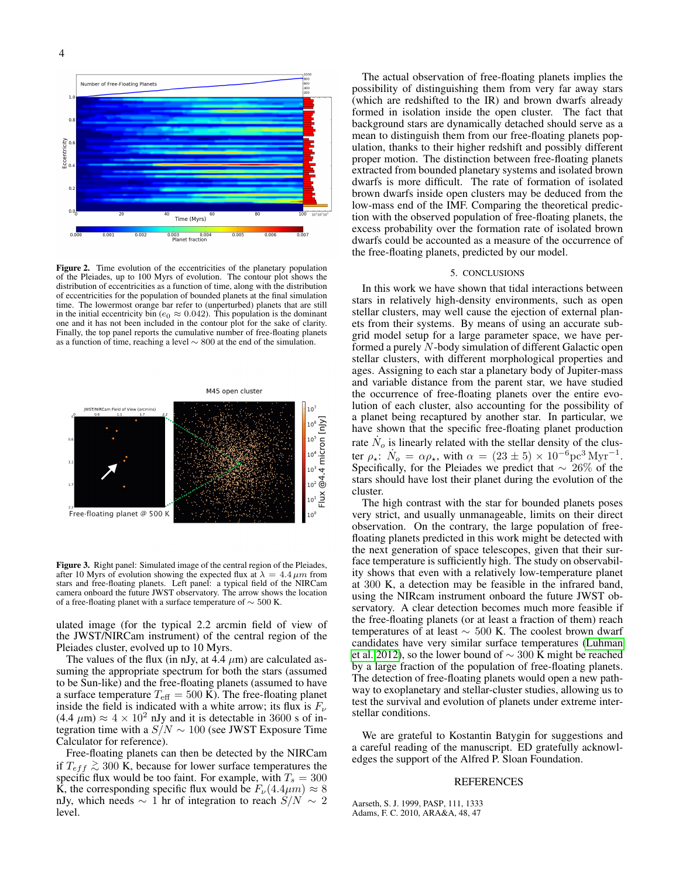Number of Free-Floating Planets

1000
800
600
400
200

1.0
0.8
0.6
0.4
0.2
0.0

Eccentricity

0
20
40
60
80
100

Time (Myrs)

$10^1 10^2 10^3$

0.000
0.001
0.002
0.003
0.004
0.005
0.006
0.007

Planet fraction

**Figure 2.** Time evolution of the eccentricities of the planetary population of the Pleiades, up to 100 Myrs of evolution. The contour plot shows the distribution of eccentricities as a function of time, along with the distribution of eccentricities for the population of bounded planets at the final simulation time. The lowermost orange bar refer to (unperturbed) planets that are still in the initial eccentricity bin ($e_0 \approx 0.042$). This population is the dominant one and it has not been included in the contour plot for the sake of clarity. Finally, the top panel reports the cumulative number of free-floating planets as a function of time, reaching a level $\sim 800$ at the end of the simulation.

M45 open cluster

JWST/NIRCam Field of View (arcmins)

0
0.6
1.1
1.7
2.2

Free-floating planet @ 500 K

$10^7$
$10^6$
$10^5$
$10^4$
$10^3$
$10^2$
$10^1$
$10^0$

Flux @4.4 micron [nJy]

**Figure 3.** Right panel: Simulated image of the central region of the Pleiades, after 10 Myrs of evolution showing the expected flux at $\lambda = 4.4\,\mu m$ from stars and free-floating planets. Left panel: a typical field of the NIRCam camera onboard the future JWST observatory. The arrow shows the location of a free-floating planet with a surface temperature of $\sim 500$ K.

ulated image (for the typical 2.2 arcmin field of view of the JWST/NIRCam instrument) of the central region of the Pleiades cluster, evolved up to 10 Myrs.

The values of the flux (in nJy, at 4.4 $\mu$m) are calculated assuming the appropriate spectrum for both the stars (assumed to be Sun-like) and the free-floating planets (assumed to have a surface temperature $T_{\rm eff} = 500$ K). The free-floating planet inside the field is indicated with a white arrow; its flux is $F_\nu$ (4.4 $\mu$m) $\approx 4 \times 10^2$ nJy and it is detectable in 3600 s of integration time with a $S/N \sim 100$ (see JWST Exposure Time Calculator for reference).

Free-floating planets can then be detected by the NIRCam if $T_{eff} \gtrsim 300$ K, because for lower surface temperatures the specific flux would be too faint. For example, with $T_s = 300$ K, the corresponding specific flux would be $F_\nu(4.4 \mu m) \approx 8$ nJy, which needs $\sim 1$ hr of integration to reach $S/N \sim 2$ level.

The actual observation of free-floating planets implies the possibility of distinguishing them from very far away stars (which are redshifted to the IR) and brown dwarfs already formed in isolation inside the open cluster. The fact that background stars are dynamically detached should serve as a mean to distinguish them from our free-floating planets population, thanks to their higher redshift and possibly different proper motion. The distinction between free-floating planets extracted from bounded planetary systems and isolated brown dwarfs is more difficult. The rate of formation of isolated brown dwarfs inside open clusters may be deduced from the low-mass end of the IMF. Comparing the theoretical prediction with the observed population of free-floating planets, the excess probability over the formation rate of isolated brown dwarfs could be accounted as a measure of the occurrence of the free-floating planets, predicted by our model.

## 5. CONCLUSIONS

In this work we have shown that tidal interactions between stars in relatively high-density environments, such as open stellar clusters, may well cause the ejection of external planets from their systems. By means of using an accurate subgrid model setup for a large parameter space, we have performed a purely $N$-body simulation of different Galactic open stellar clusters, with different morphological properties and ages. Assigning to each star a planetary body of Jupiter-mass and variable distance from the parent star, we have studied the occurrence of free-floating planets over the entire evolution of each cluster, also accounting for the possibility of a planet being recaptured by another star. In particular, we have shown that the specific free-floating planet production rate $\dot{N}_o$ is linearly related with the stellar density of the cluster $\rho_\star$: $\dot{N}_o = \alpha \rho_\star$, with $\alpha = (23 \pm 5) \times 10^{-6} {\rm pc}^3\,{\rm Myr}^{-1}$. Specifically, for the Pleiades we predict that $\sim 26\%$ of the stars should have lost their planet during the evolution of the cluster.

The high contrast with the star for bounded planets poses very strict, and usually unmanageable, limits on their direct observation. On the contrary, the large population of free-floating planets predicted in this work might be detected with the next generation of space telescopes, given that their surface temperature is sufficiently high. The study on observability shows that even with a relatively low-temperature planet at 300 K, a detection may be feasible in the infrared band, using the NIRcam instrument onboard the future JWST observatory. A clear detection becomes much more feasible if the free-floating planets (or at least a fraction of them) reach temperatures of at least $\sim 500$ K. The coolest brown dwarf candidates have very similar surface temperatures (Luhman et al. 2012), so the lower bound of $\sim 300$ K might be reached by a large fraction of the population of free-floating planets. The detection of free-floating planets would open a new pathway to exoplanetary and stellar-cluster studies, allowing us to test the survival and evolution of planets under extreme interstellar conditions.

We are grateful to Kostantin Batygin for suggestions and a careful reading of the manuscript. ED gratefully acknowledges the support of the Alfred P. Sloan Foundation.

## REFERENCES

Aarseth, S. J. 1999, PASP, 111, 1333
Adams, F. C. 2010, ARA&A, 48, 47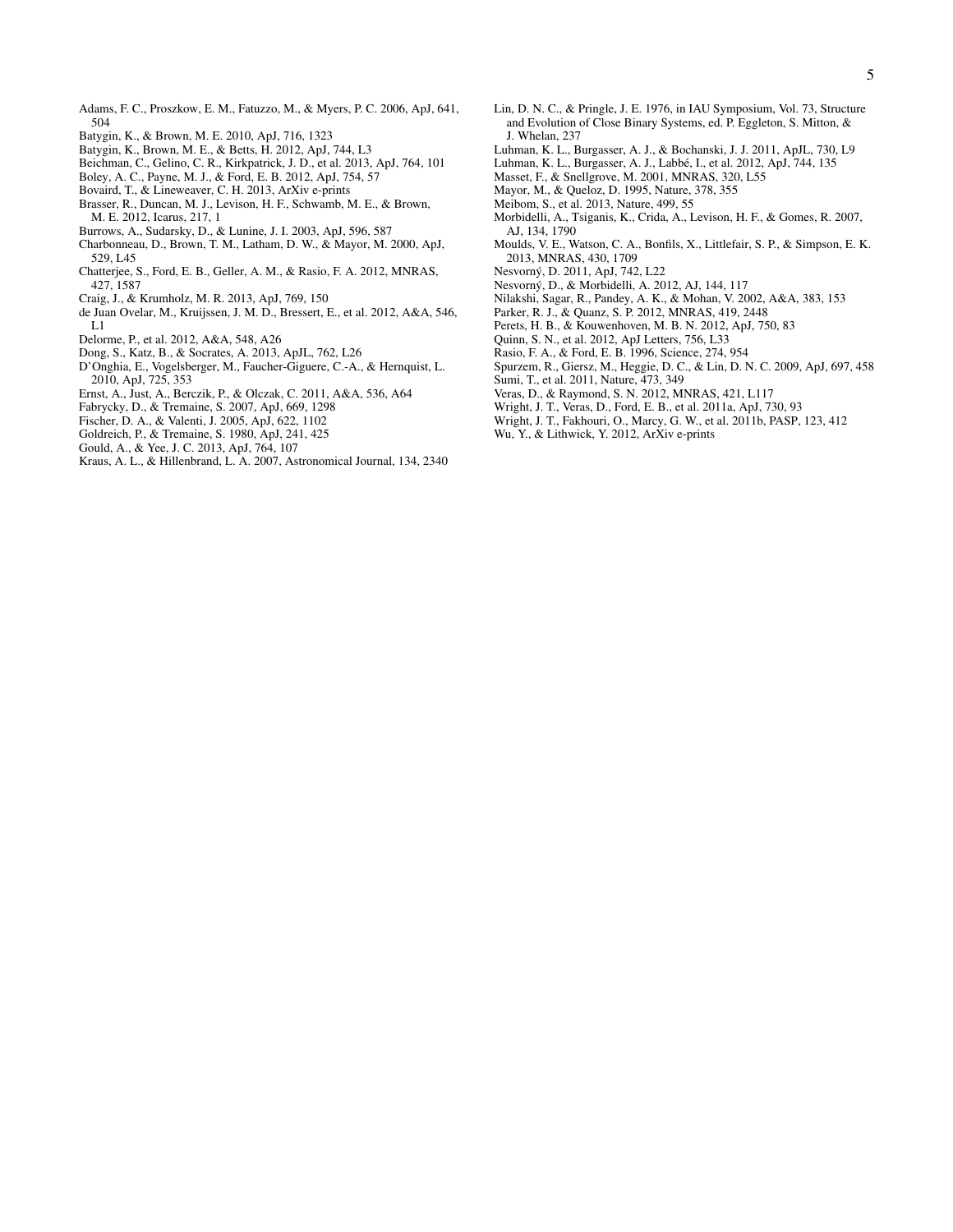Adams, F. C., Proszkow, E. M., Fatuzzo, M., & Myers, P. C. 2006, ApJ, 641, 504

Batygin, K., & Brown, M. E. 2010, ApJ, 716, 1323

Batygin, K., Brown, M. E., & Betts, H. 2012, ApJ, 744, L3

Beichman, C., Gelino, C. R., Kirkpatrick, J. D., et al. 2013, ApJ, 764, 101

Boley, A. C., Payne, M. J., & Ford, E. B. 2012, ApJ, 754, 57

Bovaird, T., & Lineweaver, C. H. 2013, ArXiv e-prints

Brasser, R., Duncan, M. J., Levison, H. F., Schwamb, M. E., & Brown, M. E. 2012, Icarus, 217, 1

Burrows, A., Sudarsky, D., & Lunine, J. I. 2003, ApJ, 596, 587

Charbonneau, D., Brown, T. M., Latham, D. W., & Mayor, M. 2000, ApJ, 529, L45

Chatterjee, S., Ford, E. B., Geller, A. M., & Rasio, F. A. 2012, MNRAS, 427, 1587

Craig, J., & Krumholz, M. R. 2013, ApJ, 769, 150

de Juan Ovelar, M., Kruijssen, J. M. D., Bressert, E., et al. 2012, A&A, 546, L1

Delorme, P., et al. 2012, A&A, 548, A26

Dong, S., Katz, B., & Socrates, A. 2013, ApJL, 762, L26

D'Onghia, E., Vogelsberger, M., Faucher-Giguere, C.-A., & Hernquist, L. 2010, ApJ, 725, 353

Ernst, A., Just, A., Berczik, P., & Olczak, C. 2011, A&A, 536, A64

Fabrycky, D., & Tremaine, S. 2007, ApJ, 669, 1298

Fischer, D. A., & Valenti, J. 2005, ApJ, 622, 1102

Goldreich, P., & Tremaine, S. 1980, ApJ, 241, 425

Gould, A., & Yee, J. C. 2013, ApJ, 764, 107

Kraus, A. L., & Hillenbrand, L. A. 2007, Astronomical Journal, 134, 2340

Lin, D. N. C., & Pringle, J. E. 1976, in IAU Symposium, Vol. 73, Structure and Evolution of Close Binary Systems, ed. P. Eggleton, S. Mitton, & J. Whelan, 237

Luhman, K. L., Burgasser, A. J., & Bochanski, J. J. 2011, ApJL, 730, L9

Luhman, K. L., Burgasser, A. J., Labbé, I., et al. 2012, ApJ, 744, 135

Masset, F., & Snellgrove, M. 2001, MNRAS, 320, L55

Mayor, M., & Queloz, D. 1995, Nature, 378, 355

Meibom, S., et al. 2013, Nature, 499, 55

Morbidelli, A., Tsiganis, K., Crida, A., Levison, H. F., & Gomes, R. 2007, AJ, 134, 1790

Moulds, V. E., Watson, C. A., Bonfils, X., Littlefair, S. P., & Simpson, E. K. 2013, MNRAS, 430, 1709

Nesvorný, D. 2011, ApJ, 742, L22

Nesvorný, D., & Morbidelli, A. 2012, AJ, 144, 117

Nilakshi, Sagar, R., Pandey, A. K., & Mohan, V. 2002, A&A, 383, 153

Parker, R. J., & Quanz, S. P. 2012, MNRAS, 419, 2448

Perets, H. B., & Kouwenhoven, M. B. N. 2012, ApJ, 750, 83

Quinn, S. N., et al. 2012, ApJ Letters, 756, L33

Rasio, F. A., & Ford, E. B. 1996, Science, 274, 954

Spurzem, R., Giersz, M., Heggie, D. C., & Lin, D. N. C. 2009, ApJ, 697, 458

Sumi, T., et al. 2011, Nature, 473, 349

Veras, D., & Raymond, S. N. 2012, MNRAS, 421, L117

Wright, J. T., Veras, D., Ford, E. B., et al. 2011a, ApJ, 730, 93

Wright, J. T., Fakhouri, O., Marcy, G. W., et al. 2011b, PASP, 123, 412

Wu, Y., & Lithwick, Y. 2012, ArXiv e-prints